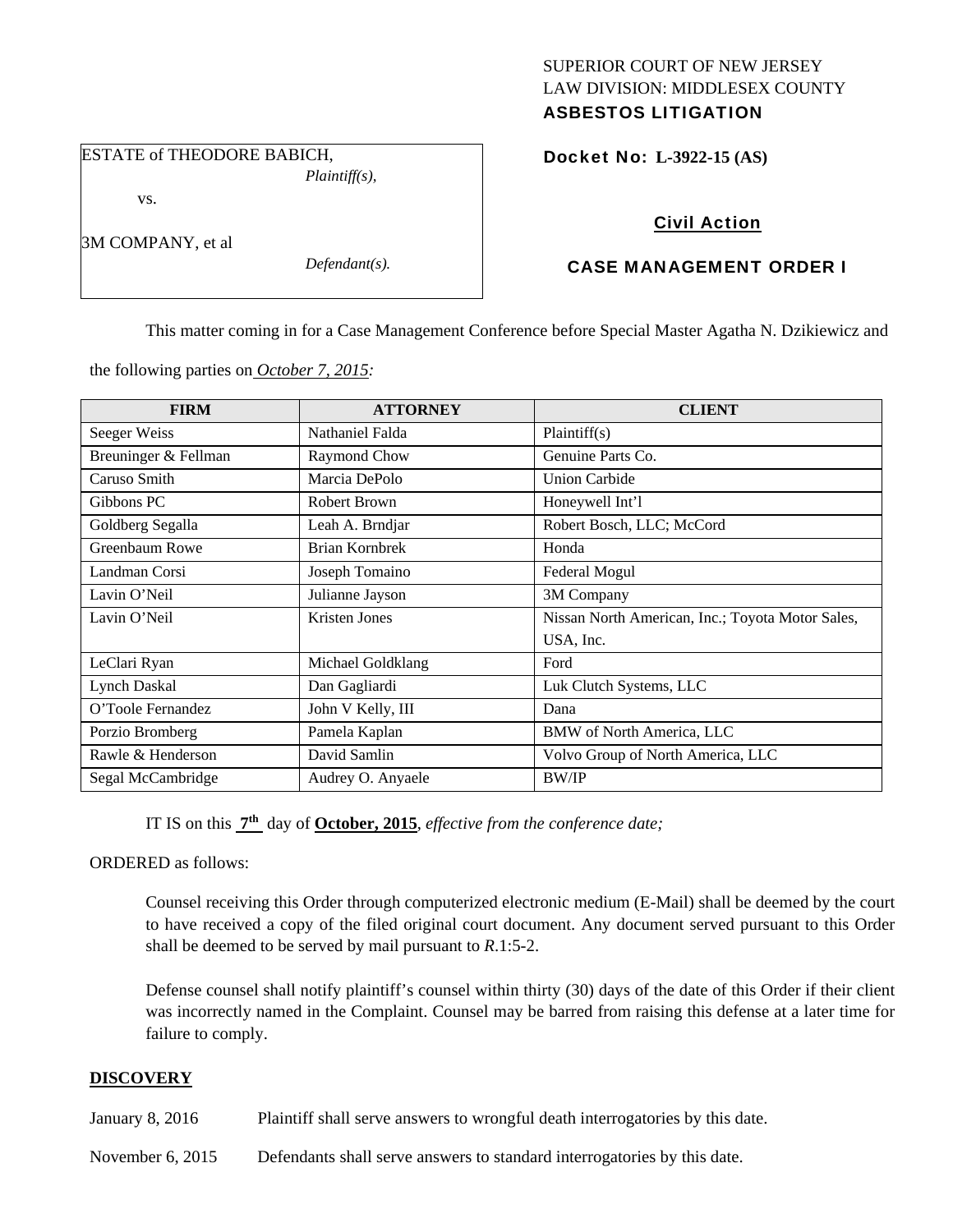SUPERIOR COURT OF NEW JERSEY
LAW DIVISION: MIDDLESEX COUNTY
**ASBESTOS LITIGATION**

ESTATE of THEODORE BABICH,
*Plaintiff(s),*

vs.

3M COMPANY, et al
*Defendant(s).*

**Docket No: L-3922-15 (AS)**

**Civil Action**

**CASE MANAGEMENT ORDER I**

This matter coming in for a Case Management Conference before Special Master Agatha N. Dzikiewicz and the following parties on *October 7, 2015:*

| FIRM | ATTORNEY | CLIENT |
|---|---|---|
| Seeger Weiss | Nathaniel Falda | Plaintiff(s) |
| Breuninger & Fellman | Raymond Chow | Genuine Parts Co. |
| Caruso Smith | Marcia DePolo | Union Carbide |
| Gibbons PC | Robert Brown | Honeywell Int'l |
| Goldberg Segalla | Leah A. Brndjar | Robert Bosch, LLC; McCord |
| Greenbaum Rowe | Brian Kornbrek | Honda |
| Landman Corsi | Joseph Tomaino | Federal Mogul |
| Lavin O'Neil | Julianne Jayson | 3M Company |
| Lavin O'Neil | Kristen Jones | Nissan North American, Inc.; Toyota Motor Sales, USA, Inc. |
| LeClari Ryan | Michael Goldklang | Ford |
| Lynch Daskal | Dan Gagliardi | Luk Clutch Systems, LLC |
| O'Toole Fernandez | John V Kelly, III | Dana |
| Porzio Bromberg | Pamela Kaplan | BMW of North America, LLC |
| Rawle & Henderson | David Samlin | Volvo Group of North America, LLC |
| Segal McCambridge | Audrey O. Anyaele | BW/IP |

IT IS on this **7th** day of **October, 2015**, *effective from the conference date;*

ORDERED as follows:

Counsel receiving this Order through computerized electronic medium (E-Mail) shall be deemed by the court to have received a copy of the filed original court document. Any document served pursuant to this Order shall be deemed to be served by mail pursuant to *R*.1:5-2.

Defense counsel shall notify plaintiff's counsel within thirty (30) days of the date of this Order if their client was incorrectly named in the Complaint. Counsel may be barred from raising this defense at a later time for failure to comply.

**DISCOVERY**

January 8, 2016 Plaintiff shall serve answers to wrongful death interrogatories by this date.

November 6, 2015 Defendants shall serve answers to standard interrogatories by this date.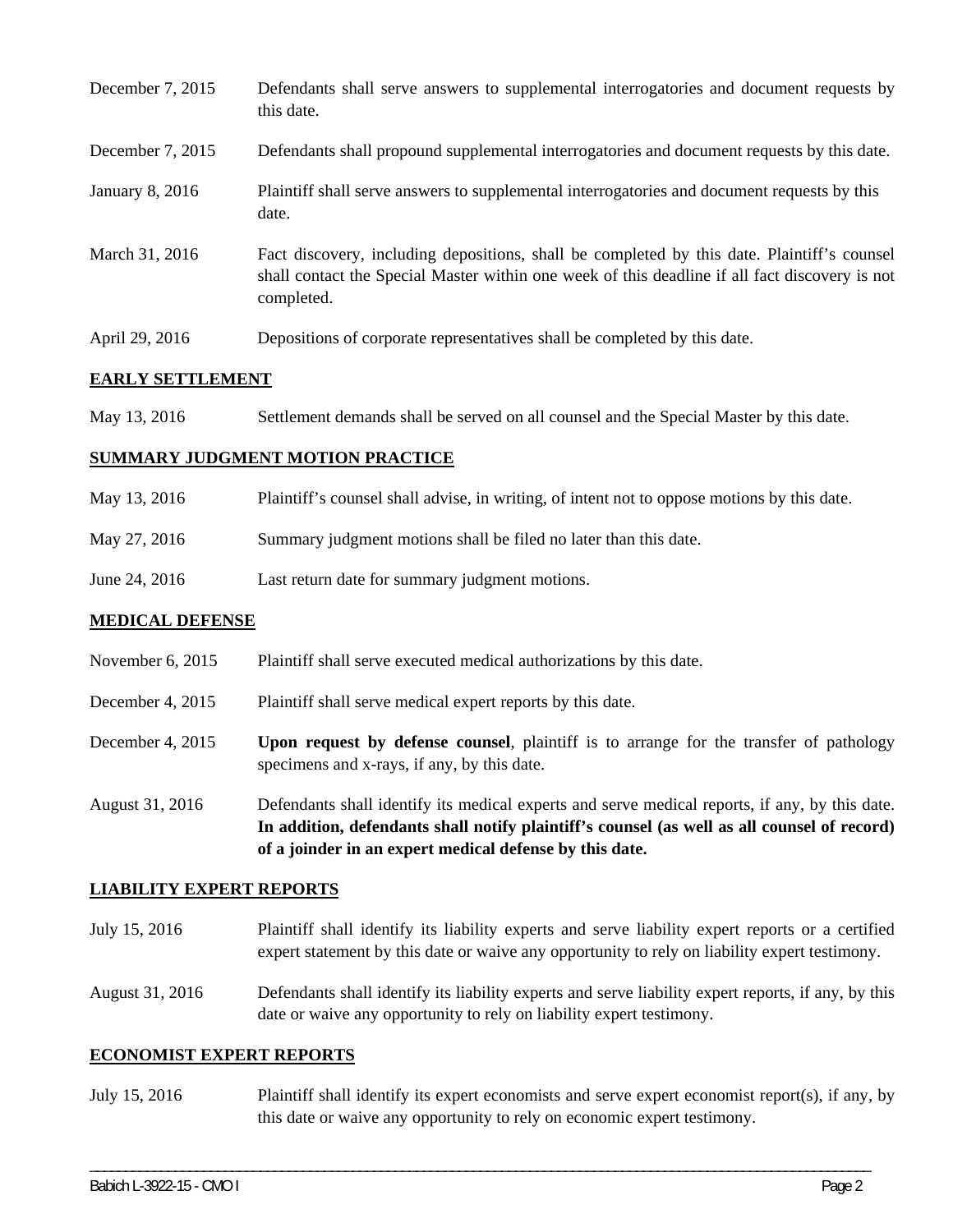| | |
|---|---|
| December 7, 2015 | Defendants shall serve answers to supplemental interrogatories and document requests by this date. |
| December 7, 2015 | Defendants shall propound supplemental interrogatories and document requests by this date. |
| January 8, 2016 | Plaintiff shall serve answers to supplemental interrogatories and document requests by this date. |
| March 31, 2016 | Fact discovery, including depositions, shall be completed by this date. Plaintiff's counsel shall contact the Special Master within one week of this deadline if all fact discovery is not completed. |
| April 29, 2016 | Depositions of corporate representatives shall be completed by this date. |

**EARLY SETTLEMENT**

| | |
|---|---|
| May 13, 2016 | Settlement demands shall be served on all counsel and the Special Master by this date. |

**SUMMARY JUDGMENT MOTION PRACTICE**

| | |
|---|---|
| May 13, 2016 | Plaintiff's counsel shall advise, in writing, of intent not to oppose motions by this date. |
| May 27, 2016 | Summary judgment motions shall be filed no later than this date. |
| June 24, 2016 | Last return date for summary judgment motions. |

**MEDICAL DEFENSE**

| | |
|---|---|
| November 6, 2015 | Plaintiff shall serve executed medical authorizations by this date. |
| December 4, 2015 | Plaintiff shall serve medical expert reports by this date. |
| December 4, 2015 | **Upon request by defense counsel**, plaintiff is to arrange for the transfer of pathology specimens and x-rays, if any, by this date. |
| August 31, 2016 | Defendants shall identify its medical experts and serve medical reports, if any, by this date. **In addition, defendants shall notify plaintiff's counsel (as well as all counsel of record) of a joinder in an expert medical defense by this date.** |

**LIABILITY EXPERT REPORTS**

| | |
|---|---|
| July 15, 2016 | Plaintiff shall identify its liability experts and serve liability expert reports or a certified expert statement by this date or waive any opportunity to rely on liability expert testimony. |
| August 31, 2016 | Defendants shall identify its liability experts and serve liability expert reports, if any, by this date or waive any opportunity to rely on liability expert testimony. |

**ECONOMIST EXPERT REPORTS**

| | |
|---|---|
| July 15, 2016 | Plaintiff shall identify its expert economists and serve expert economist report(s), if any, by this date or waive any opportunity to rely on economic expert testimony. |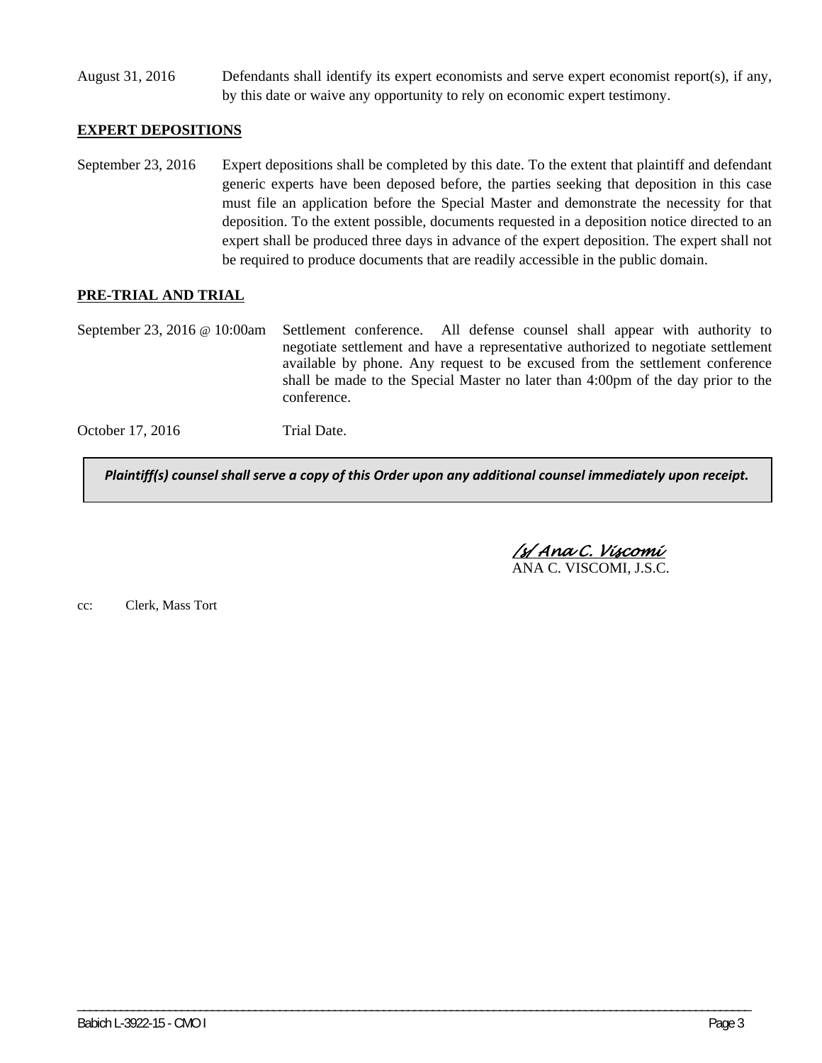| | |
|---|---|
| August 31, 2016 | Defendants shall identify its expert economists and serve expert economist report(s), if any, by this date or waive any opportunity to rely on economic expert testimony. |

**EXPERT DEPOSITIONS**

| | |
|---|---|
| September 23, 2016 | Expert depositions shall be completed by this date. To the extent that plaintiff and defendant generic experts have been deposed before, the parties seeking that deposition in this case must file an application before the Special Master and demonstrate the necessity for that deposition. To the extent possible, documents requested in a deposition notice directed to an expert shall be produced three days in advance of the expert deposition. The expert shall not be required to produce documents that are readily accessible in the public domain. |

**PRE-TRIAL AND TRIAL**

| | |
|---|---|
| September 23, 2016 @ 10:00am | Settlement conference. All defense counsel shall appear with authority to negotiate settlement and have a representative authorized to negotiate settlement available by phone. Any request to be excused from the settlement conference shall be made to the Special Master no later than 4:00pm of the day prior to the conference. |
| October 17, 2016 | Trial Date. |

***Plaintiff(s) counsel shall serve a copy of this Order upon any additional counsel immediately upon receipt.***

*/s/ Ana C. Viscomi*
ANA C. VISCOMI, J.S.C.

cc: Clerk, Mass Tort

Babich L-3922-15 - CMO I